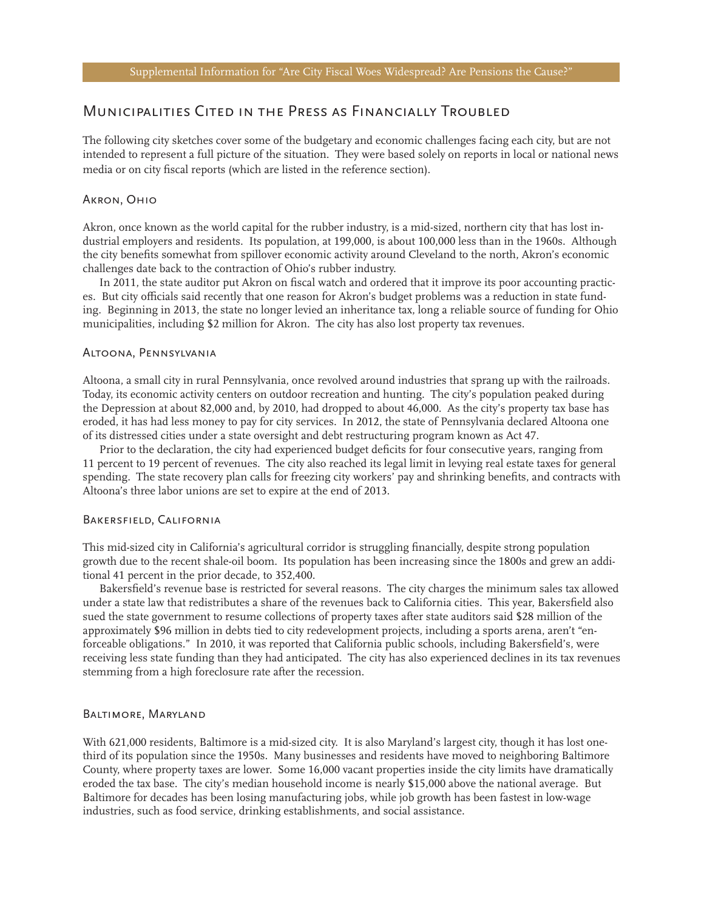Supplemental Information for "Are City Fiscal Woes Widespread? Are Pensions the Cause?"

# Municipalities Cited in the Press as Financially Troubled

The following city sketches cover some of the budgetary and economic challenges facing each city, but are not intended to represent a full picture of the situation. They were based solely on reports in local or national news media or on city fiscal reports (which are listed in the reference section).

## Akron, Ohio

Akron, once known as the world capital for the rubber industry, is a mid-sized, northern city that has lost industrial employers and residents. Its population, at 199,000, is about 100,000 less than in the 1960s. Although the city benefits somewhat from spillover economic activity around Cleveland to the north, Akron's economic challenges date back to the contraction of Ohio's rubber industry.

In 2011, the state auditor put Akron on fiscal watch and ordered that it improve its poor accounting practices. But city officials said recently that one reason for Akron's budget problems was a reduction in state funding. Beginning in 2013, the state no longer levied an inheritance tax, long a reliable source of funding for Ohio municipalities, including $2 million for Akron. The city has also lost property tax revenues.

## Altoona, Pennsylvania

Altoona, a small city in rural Pennsylvania, once revolved around industries that sprang up with the railroads. Today, its economic activity centers on outdoor recreation and hunting. The city's population peaked during the Depression at about 82,000 and, by 2010, had dropped to about 46,000. As the city's property tax base has eroded, it has had less money to pay for city services. In 2012, the state of Pennsylvania declared Altoona one of its distressed cities under a state oversight and debt restructuring program known as Act 47.

Prior to the declaration, the city had experienced budget deficits for four consecutive years, ranging from 11 percent to 19 percent of revenues. The city also reached its legal limit in levying real estate taxes for general spending. The state recovery plan calls for freezing city workers' pay and shrinking benefits, and contracts with Altoona's three labor unions are set to expire at the end of 2013.

## Bakersfield, California

This mid-sized city in California's agricultural corridor is struggling financially, despite strong population growth due to the recent shale-oil boom. Its population has been increasing since the 1800s and grew an additional 41 percent in the prior decade, to 352,400.

Bakersfield's revenue base is restricted for several reasons. The city charges the minimum sales tax allowed under a state law that redistributes a share of the revenues back to California cities. This year, Bakersfield also sued the state government to resume collections of property taxes after state auditors said $28 million of the approximately $96 million in debts tied to city redevelopment projects, including a sports arena, aren't "enforceable obligations." In 2010, it was reported that California public schools, including Bakersfield's, were receiving less state funding than they had anticipated. The city has also experienced declines in its tax revenues stemming from a high foreclosure rate after the recession.

## Baltimore, Maryland

With 621,000 residents, Baltimore is a mid-sized city. It is also Maryland's largest city, though it has lost one-third of its population since the 1950s. Many businesses and residents have moved to neighboring Baltimore County, where property taxes are lower. Some 16,000 vacant properties inside the city limits have dramatically eroded the tax base. The city's median household income is nearly $15,000 above the national average. But Baltimore for decades has been losing manufacturing jobs, while job growth has been fastest in low-wage industries, such as food service, drinking establishments, and social assistance.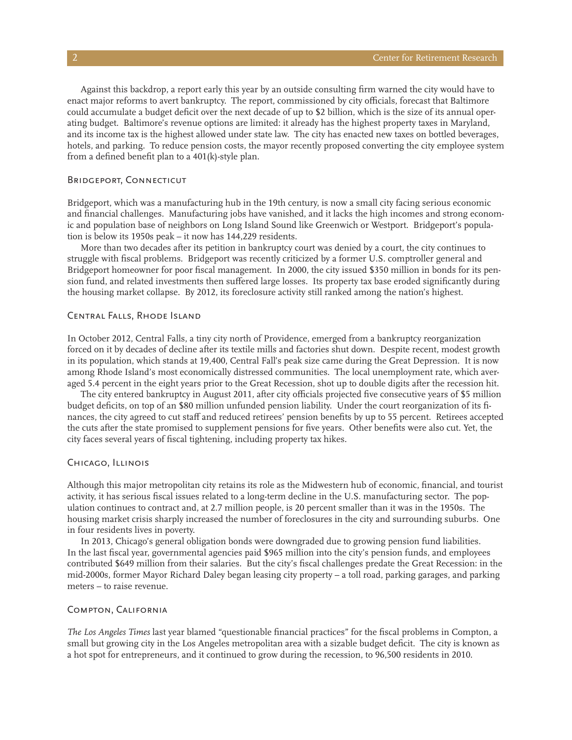Against this backdrop, a report early this year by an outside consulting firm warned the city would have to enact major reforms to avert bankruptcy. The report, commissioned by city officials, forecast that Baltimore could accumulate a budget deficit over the next decade of up to $2 billion, which is the size of its annual operating budget. Baltimore's revenue options are limited: it already has the highest property taxes in Maryland, and its income tax is the highest allowed under state law. The city has enacted new taxes on bottled beverages, hotels, and parking. To reduce pension costs, the mayor recently proposed converting the city employee system from a defined benefit plan to a 401(k)-style plan.

### Bridgeport, Connecticut

Bridgeport, which was a manufacturing hub in the 19th century, is now a small city facing serious economic and financial challenges. Manufacturing jobs have vanished, and it lacks the high incomes and strong economic and population base of neighbors on Long Island Sound like Greenwich or Westport. Bridgeport's population is below its 1950s peak – it now has 144,229 residents.

More than two decades after its petition in bankruptcy court was denied by a court, the city continues to struggle with fiscal problems. Bridgeport was recently criticized by a former U.S. comptroller general and Bridgeport homeowner for poor fiscal management. In 2000, the city issued $350 million in bonds for its pension fund, and related investments then suffered large losses. Its property tax base eroded significantly during the housing market collapse. By 2012, its foreclosure activity still ranked among the nation's highest.

### Central Falls, Rhode Island

In October 2012, Central Falls, a tiny city north of Providence, emerged from a bankruptcy reorganization forced on it by decades of decline after its textile mills and factories shut down. Despite recent, modest growth in its population, which stands at 19,400, Central Fall's peak size came during the Great Depression. It is now among Rhode Island's most economically distressed communities. The local unemployment rate, which averaged 5.4 percent in the eight years prior to the Great Recession, shot up to double digits after the recession hit.

The city entered bankruptcy in August 2011, after city officials projected five consecutive years of $5 million budget deficits, on top of an $80 million unfunded pension liability. Under the court reorganization of its finances, the city agreed to cut staff and reduced retirees' pension benefits by up to 55 percent. Retirees accepted the cuts after the state promised to supplement pensions for five years. Other benefits were also cut. Yet, the city faces several years of fiscal tightening, including property tax hikes.

### Chicago, Illinois

Although this major metropolitan city retains its role as the Midwestern hub of economic, financial, and tourist activity, it has serious fiscal issues related to a long-term decline in the U.S. manufacturing sector. The population continues to contract and, at 2.7 million people, is 20 percent smaller than it was in the 1950s. The housing market crisis sharply increased the number of foreclosures in the city and surrounding suburbs. One in four residents lives in poverty.

In 2013, Chicago's general obligation bonds were downgraded due to growing pension fund liabilities. In the last fiscal year, governmental agencies paid $965 million into the city's pension funds, and employees contributed $649 million from their salaries. But the city's fiscal challenges predate the Great Recession: in the mid-2000s, former Mayor Richard Daley began leasing city property – a toll road, parking garages, and parking meters – to raise revenue.

### Compton, California

*The Los Angeles Times* last year blamed "questionable financial practices" for the fiscal problems in Compton, a small but growing city in the Los Angeles metropolitan area with a sizable budget deficit. The city is known as a hot spot for entrepreneurs, and it continued to grow during the recession, to 96,500 residents in 2010.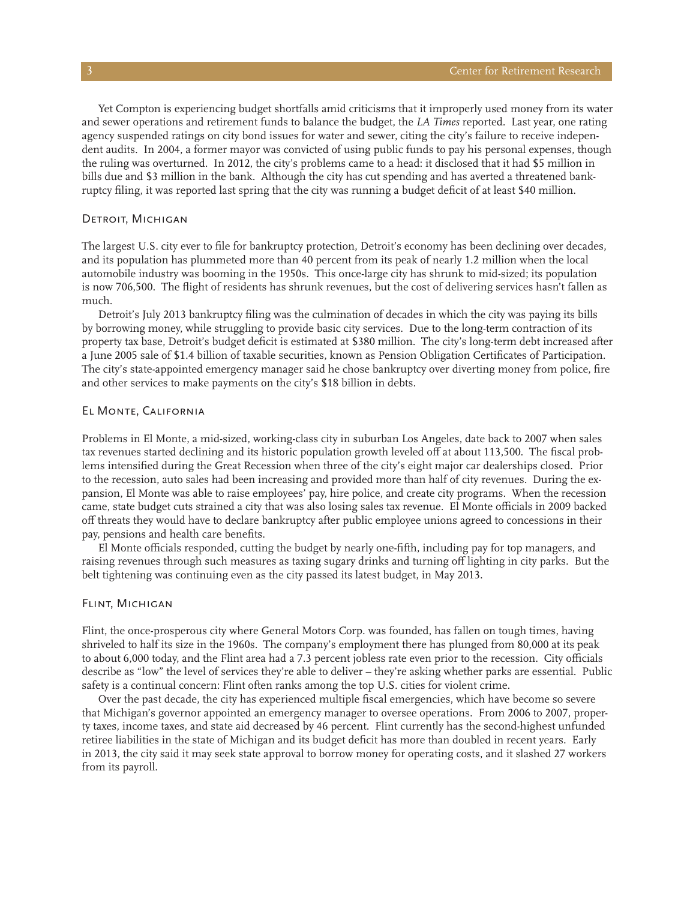Yet Compton is experiencing budget shortfalls amid criticisms that it improperly used money from its water and sewer operations and retirement funds to balance the budget, the *LA Times* reported. Last year, one rating agency suspended ratings on city bond issues for water and sewer, citing the city's failure to receive independent audits. In 2004, a former mayor was convicted of using public funds to pay his personal expenses, though the ruling was overturned. In 2012, the city's problems came to a head: it disclosed that it had $5 million in bills due and $3 million in the bank. Although the city has cut spending and has averted a threatened bankruptcy filing, it was reported last spring that the city was running a budget deficit of at least $40 million.

### Detroit, Michigan

The largest U.S. city ever to file for bankruptcy protection, Detroit's economy has been declining over decades, and its population has plummeted more than 40 percent from its peak of nearly 1.2 million when the local automobile industry was booming in the 1950s. This once-large city has shrunk to mid-sized; its population is now 706,500. The flight of residents has shrunk revenues, but the cost of delivering services hasn't fallen as much.

Detroit's July 2013 bankruptcy filing was the culmination of decades in which the city was paying its bills by borrowing money, while struggling to provide basic city services. Due to the long-term contraction of its property tax base, Detroit's budget deficit is estimated at $380 million. The city's long-term debt increased after a June 2005 sale of $1.4 billion of taxable securities, known as Pension Obligation Certificates of Participation. The city's state-appointed emergency manager said he chose bankruptcy over diverting money from police, fire and other services to make payments on the city's $18 billion in debts.

### El Monte, California

Problems in El Monte, a mid-sized, working-class city in suburban Los Angeles, date back to 2007 when sales tax revenues started declining and its historic population growth leveled off at about 113,500. The fiscal problems intensified during the Great Recession when three of the city's eight major car dealerships closed. Prior to the recession, auto sales had been increasing and provided more than half of city revenues. During the expansion, El Monte was able to raise employees' pay, hire police, and create city programs. When the recession came, state budget cuts strained a city that was also losing sales tax revenue. El Monte officials in 2009 backed off threats they would have to declare bankruptcy after public employee unions agreed to concessions in their pay, pensions and health care benefits.

El Monte officials responded, cutting the budget by nearly one-fifth, including pay for top managers, and raising revenues through such measures as taxing sugary drinks and turning off lighting in city parks. But the belt tightening was continuing even as the city passed its latest budget, in May 2013.

### Flint, Michigan

Flint, the once-prosperous city where General Motors Corp. was founded, has fallen on tough times, having shriveled to half its size in the 1960s. The company's employment there has plunged from 80,000 at its peak to about 6,000 today, and the Flint area had a 7.3 percent jobless rate even prior to the recession. City officials describe as "low" the level of services they're able to deliver – they're asking whether parks are essential. Public safety is a continual concern: Flint often ranks among the top U.S. cities for violent crime.

Over the past decade, the city has experienced multiple fiscal emergencies, which have become so severe that Michigan's governor appointed an emergency manager to oversee operations. From 2006 to 2007, property taxes, income taxes, and state aid decreased by 46 percent. Flint currently has the second-highest unfunded retiree liabilities in the state of Michigan and its budget deficit has more than doubled in recent years. Early in 2013, the city said it may seek state approval to borrow money for operating costs, and it slashed 27 workers from its payroll.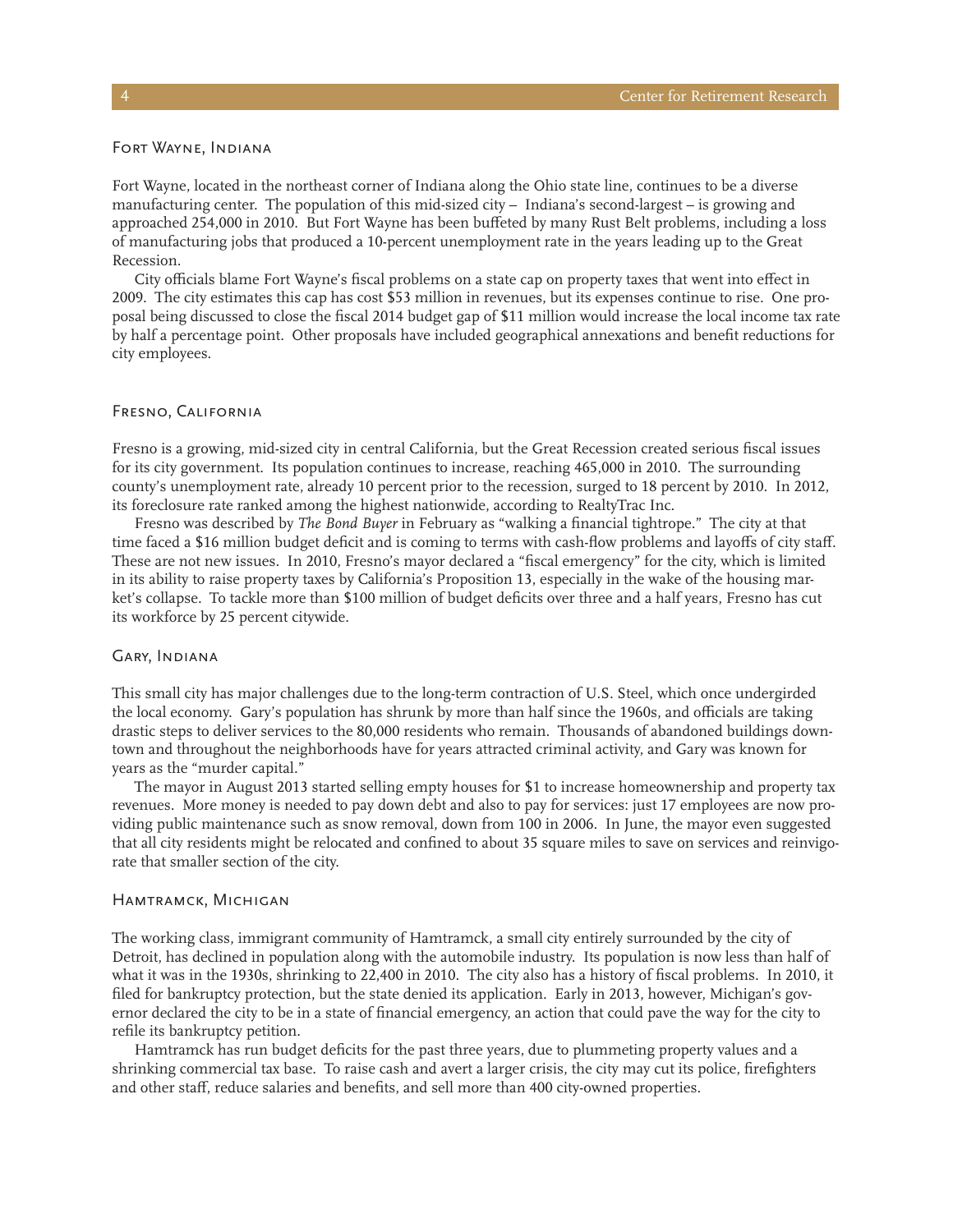### Fort Wayne, Indiana

Fort Wayne, located in the northeast corner of Indiana along the Ohio state line, continues to be a diverse manufacturing center. The population of this mid-sized city – Indiana's second-largest – is growing and approached 254,000 in 2010. But Fort Wayne has been buffeted by many Rust Belt problems, including a loss of manufacturing jobs that produced a 10-percent unemployment rate in the years leading up to the Great Recession.

City officials blame Fort Wayne's fiscal problems on a state cap on property taxes that went into effect in 2009. The city estimates this cap has cost $53 million in revenues, but its expenses continue to rise. One proposal being discussed to close the fiscal 2014 budget gap of $11 million would increase the local income tax rate by half a percentage point. Other proposals have included geographical annexations and benefit reductions for city employees.

### Fresno, California

Fresno is a growing, mid-sized city in central California, but the Great Recession created serious fiscal issues for its city government. Its population continues to increase, reaching 465,000 in 2010. The surrounding county's unemployment rate, already 10 percent prior to the recession, surged to 18 percent by 2010. In 2012, its foreclosure rate ranked among the highest nationwide, according to RealtyTrac Inc.

Fresno was described by *The Bond Buyer* in February as "walking a financial tightrope." The city at that time faced a $16 million budget deficit and is coming to terms with cash-flow problems and layoffs of city staff. These are not new issues. In 2010, Fresno's mayor declared a "fiscal emergency" for the city, which is limited in its ability to raise property taxes by California's Proposition 13, especially in the wake of the housing market's collapse. To tackle more than $100 million of budget deficits over three and a half years, Fresno has cut its workforce by 25 percent citywide.

### Gary, Indiana

This small city has major challenges due to the long-term contraction of U.S. Steel, which once undergirded the local economy. Gary's population has shrunk by more than half since the 1960s, and officials are taking drastic steps to deliver services to the 80,000 residents who remain. Thousands of abandoned buildings downtown and throughout the neighborhoods have for years attracted criminal activity, and Gary was known for years as the "murder capital."

The mayor in August 2013 started selling empty houses for $1 to increase homeownership and property tax revenues. More money is needed to pay down debt and also to pay for services: just 17 employees are now providing public maintenance such as snow removal, down from 100 in 2006. In June, the mayor even suggested that all city residents might be relocated and confined to about 35 square miles to save on services and reinvigorate that smaller section of the city.

### Hamtramck, Michigan

The working class, immigrant community of Hamtramck, a small city entirely surrounded by the city of Detroit, has declined in population along with the automobile industry. Its population is now less than half of what it was in the 1930s, shrinking to 22,400 in 2010. The city also has a history of fiscal problems. In 2010, it filed for bankruptcy protection, but the state denied its application. Early in 2013, however, Michigan's governor declared the city to be in a state of financial emergency, an action that could pave the way for the city to refile its bankruptcy petition.

Hamtramck has run budget deficits for the past three years, due to plummeting property values and a shrinking commercial tax base. To raise cash and avert a larger crisis, the city may cut its police, firefighters and other staff, reduce salaries and benefits, and sell more than 400 city-owned properties.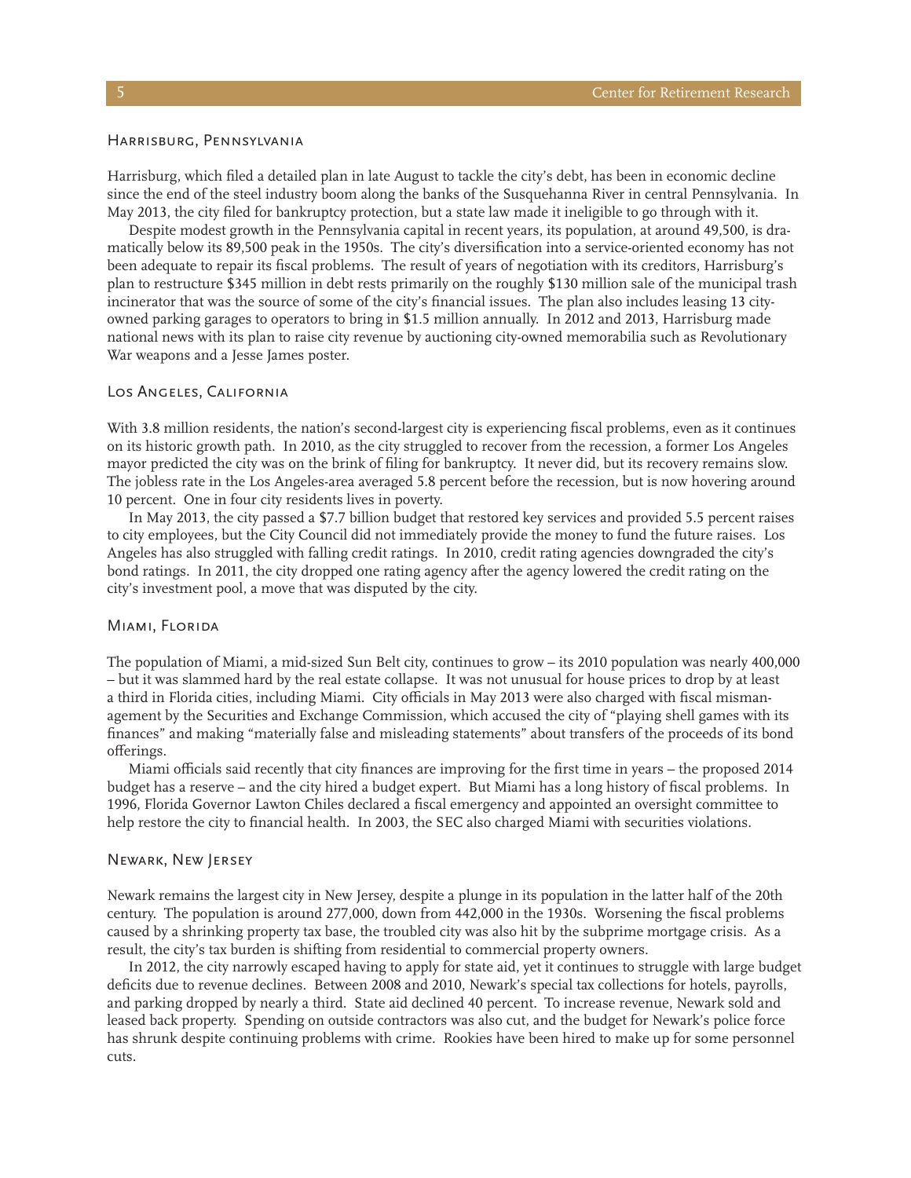### Harrisburg, Pennsylvania

Harrisburg, which filed a detailed plan in late August to tackle the city's debt, has been in economic decline since the end of the steel industry boom along the banks of the Susquehanna River in central Pennsylvania. In May 2013, the city filed for bankruptcy protection, but a state law made it ineligible to go through with it.

Despite modest growth in the Pennsylvania capital in recent years, its population, at around 49,500, is dramatically below its 89,500 peak in the 1950s. The city's diversification into a service-oriented economy has not been adequate to repair its fiscal problems. The result of years of negotiation with its creditors, Harrisburg's plan to restructure $345 million in debt rests primarily on the roughly $130 million sale of the municipal trash incinerator that was the source of some of the city's financial issues. The plan also includes leasing 13 city-owned parking garages to operators to bring in $1.5 million annually. In 2012 and 2013, Harrisburg made national news with its plan to raise city revenue by auctioning city-owned memorabilia such as Revolutionary War weapons and a Jesse James poster.

### Los Angeles, California

With 3.8 million residents, the nation's second-largest city is experiencing fiscal problems, even as it continues on its historic growth path. In 2010, as the city struggled to recover from the recession, a former Los Angeles mayor predicted the city was on the brink of filing for bankruptcy. It never did, but its recovery remains slow. The jobless rate in the Los Angeles-area averaged 5.8 percent before the recession, but is now hovering around 10 percent. One in four city residents lives in poverty.

In May 2013, the city passed a $7.7 billion budget that restored key services and provided 5.5 percent raises to city employees, but the City Council did not immediately provide the money to fund the future raises. Los Angeles has also struggled with falling credit ratings. In 2010, credit rating agencies downgraded the city's bond ratings. In 2011, the city dropped one rating agency after the agency lowered the credit rating on the city's investment pool, a move that was disputed by the city.

### Miami, Florida

The population of Miami, a mid-sized Sun Belt city, continues to grow – its 2010 population was nearly 400,000 – but it was slammed hard by the real estate collapse. It was not unusual for house prices to drop by at least a third in Florida cities, including Miami. City officials in May 2013 were also charged with fiscal mismanagement by the Securities and Exchange Commission, which accused the city of "playing shell games with its finances" and making "materially false and misleading statements" about transfers of the proceeds of its bond offerings.

Miami officials said recently that city finances are improving for the first time in years – the proposed 2014 budget has a reserve – and the city hired a budget expert. But Miami has a long history of fiscal problems. In 1996, Florida Governor Lawton Chiles declared a fiscal emergency and appointed an oversight committee to help restore the city to financial health. In 2003, the SEC also charged Miami with securities violations.

### Newark, New Jersey

Newark remains the largest city in New Jersey, despite a plunge in its population in the latter half of the 20th century. The population is around 277,000, down from 442,000 in the 1930s. Worsening the fiscal problems caused by a shrinking property tax base, the troubled city was also hit by the subprime mortgage crisis. As a result, the city's tax burden is shifting from residential to commercial property owners.

In 2012, the city narrowly escaped having to apply for state aid, yet it continues to struggle with large budget deficits due to revenue declines. Between 2008 and 2010, Newark's special tax collections for hotels, payrolls, and parking dropped by nearly a third. State aid declined 40 percent. To increase revenue, Newark sold and leased back property. Spending on outside contractors was also cut, and the budget for Newark's police force has shrunk despite continuing problems with crime. Rookies have been hired to make up for some personnel cuts.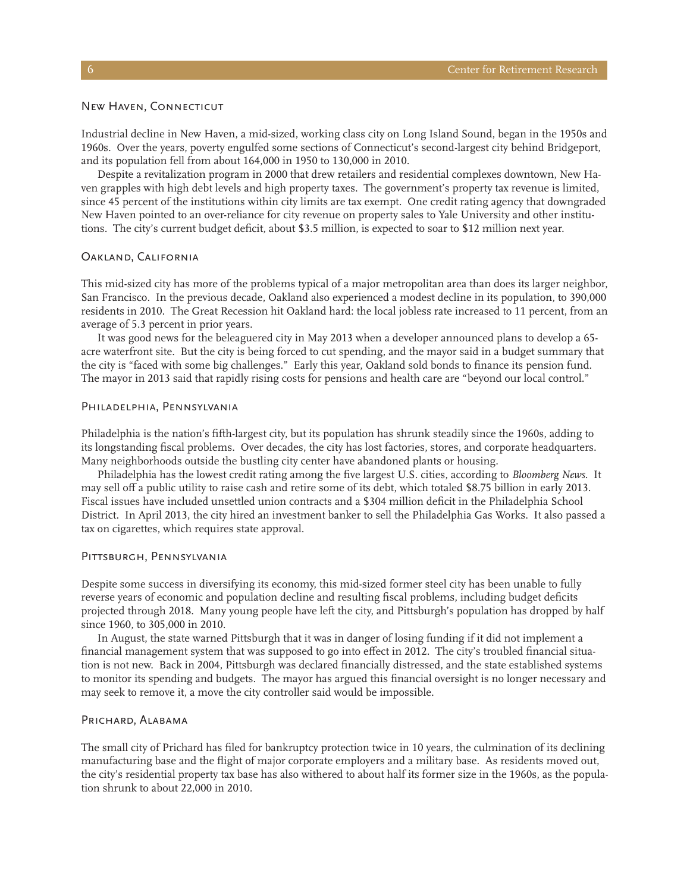### New Haven, Connecticut

Industrial decline in New Haven, a mid-sized, working class city on Long Island Sound, began in the 1950s and 1960s. Over the years, poverty engulfed some sections of Connecticut's second-largest city behind Bridgeport, and its population fell from about 164,000 in 1950 to 130,000 in 2010.

Despite a revitalization program in 2000 that drew retailers and residential complexes downtown, New Haven grapples with high debt levels and high property taxes. The government's property tax revenue is limited, since 45 percent of the institutions within city limits are tax exempt. One credit rating agency that downgraded New Haven pointed to an over-reliance for city revenue on property sales to Yale University and other institutions. The city's current budget deficit, about $3.5 million, is expected to soar to $12 million next year.

### Oakland, California

This mid-sized city has more of the problems typical of a major metropolitan area than does its larger neighbor, San Francisco. In the previous decade, Oakland also experienced a modest decline in its population, to 390,000 residents in 2010. The Great Recession hit Oakland hard: the local jobless rate increased to 11 percent, from an average of 5.3 percent in prior years.

It was good news for the beleaguered city in May 2013 when a developer announced plans to develop a 65-acre waterfront site. But the city is being forced to cut spending, and the mayor said in a budget summary that the city is "faced with some big challenges." Early this year, Oakland sold bonds to finance its pension fund. The mayor in 2013 said that rapidly rising costs for pensions and health care are "beyond our local control."

### Philadelphia, Pennsylvania

Philadelphia is the nation's fifth-largest city, but its population has shrunk steadily since the 1960s, adding to its longstanding fiscal problems. Over decades, the city has lost factories, stores, and corporate headquarters. Many neighborhoods outside the bustling city center have abandoned plants or housing.

Philadelphia has the lowest credit rating among the five largest U.S. cities, according to *Bloomberg News*. It may sell off a public utility to raise cash and retire some of its debt, which totaled $8.75 billion in early 2013. Fiscal issues have included unsettled union contracts and a $304 million deficit in the Philadelphia School District. In April 2013, the city hired an investment banker to sell the Philadelphia Gas Works. It also passed a tax on cigarettes, which requires state approval.

### Pittsburgh, Pennsylvania

Despite some success in diversifying its economy, this mid-sized former steel city has been unable to fully reverse years of economic and population decline and resulting fiscal problems, including budget deficits projected through 2018. Many young people have left the city, and Pittsburgh's population has dropped by half since 1960, to 305,000 in 2010.

In August, the state warned Pittsburgh that it was in danger of losing funding if it did not implement a financial management system that was supposed to go into effect in 2012. The city's troubled financial situation is not new. Back in 2004, Pittsburgh was declared financially distressed, and the state established systems to monitor its spending and budgets. The mayor has argued this financial oversight is no longer necessary and may seek to remove it, a move the city controller said would be impossible.

### Prichard, Alabama

The small city of Prichard has filed for bankruptcy protection twice in 10 years, the culmination of its declining manufacturing base and the flight of major corporate employers and a military base. As residents moved out, the city's residential property tax base has also withered to about half its former size in the 1960s, as the population shrunk to about 22,000 in 2010.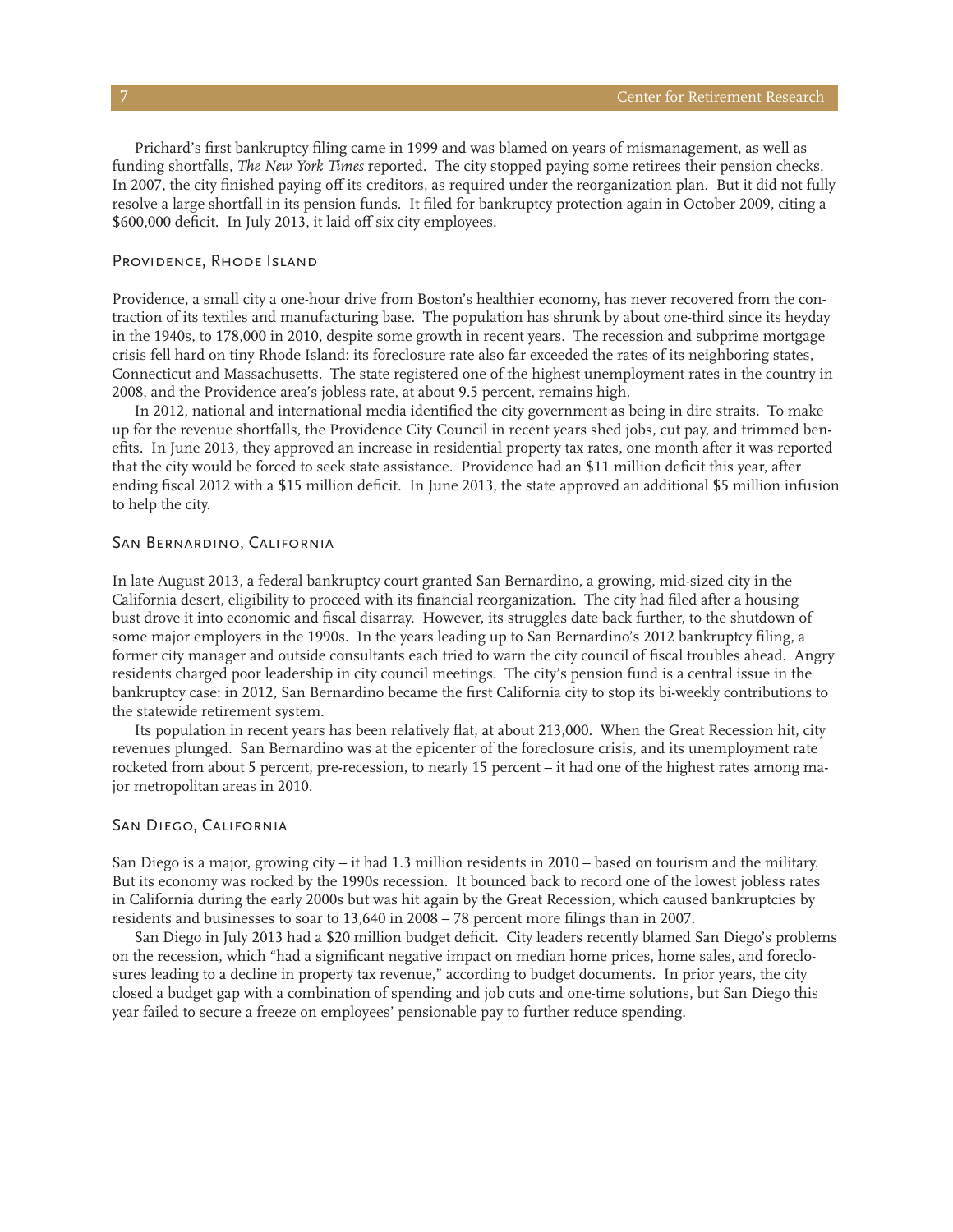Prichard's first bankruptcy filing came in 1999 and was blamed on years of mismanagement, as well as funding shortfalls, *The New York Times* reported. The city stopped paying some retirees their pension checks. In 2007, the city finished paying off its creditors, as required under the reorganization plan. But it did not fully resolve a large shortfall in its pension funds. It filed for bankruptcy protection again in October 2009, citing a $600,000 deficit. In July 2013, it laid off six city employees.

### Providence, Rhode Island

Providence, a small city a one-hour drive from Boston's healthier economy, has never recovered from the contraction of its textiles and manufacturing base. The population has shrunk by about one-third since its heyday in the 1940s, to 178,000 in 2010, despite some growth in recent years. The recession and subprime mortgage crisis fell hard on tiny Rhode Island: its foreclosure rate also far exceeded the rates of its neighboring states, Connecticut and Massachusetts. The state registered one of the highest unemployment rates in the country in 2008, and the Providence area's jobless rate, at about 9.5 percent, remains high.

In 2012, national and international media identified the city government as being in dire straits. To make up for the revenue shortfalls, the Providence City Council in recent years shed jobs, cut pay, and trimmed benefits. In June 2013, they approved an increase in residential property tax rates, one month after it was reported that the city would be forced to seek state assistance. Providence had an $11 million deficit this year, after ending fiscal 2012 with a $15 million deficit. In June 2013, the state approved an additional $5 million infusion to help the city.

### San Bernardino, California

In late August 2013, a federal bankruptcy court granted San Bernardino, a growing, mid-sized city in the California desert, eligibility to proceed with its financial reorganization. The city had filed after a housing bust drove it into economic and fiscal disarray. However, its struggles date back further, to the shutdown of some major employers in the 1990s. In the years leading up to San Bernardino's 2012 bankruptcy filing, a former city manager and outside consultants each tried to warn the city council of fiscal troubles ahead. Angry residents charged poor leadership in city council meetings. The city's pension fund is a central issue in the bankruptcy case: in 2012, San Bernardino became the first California city to stop its bi-weekly contributions to the statewide retirement system.

Its population in recent years has been relatively flat, at about 213,000. When the Great Recession hit, city revenues plunged. San Bernardino was at the epicenter of the foreclosure crisis, and its unemployment rate rocketed from about 5 percent, pre-recession, to nearly 15 percent – it had one of the highest rates among major metropolitan areas in 2010.

### San Diego, California

San Diego is a major, growing city – it had 1.3 million residents in 2010 – based on tourism and the military. But its economy was rocked by the 1990s recession. It bounced back to record one of the lowest jobless rates in California during the early 2000s but was hit again by the Great Recession, which caused bankruptcies by residents and businesses to soar to 13,640 in 2008 – 78 percent more filings than in 2007.

San Diego in July 2013 had a $20 million budget deficit. City leaders recently blamed San Diego's problems on the recession, which "had a significant negative impact on median home prices, home sales, and foreclosures leading to a decline in property tax revenue," according to budget documents. In prior years, the city closed a budget gap with a combination of spending and job cuts and one-time solutions, but San Diego this year failed to secure a freeze on employees' pensionable pay to further reduce spending.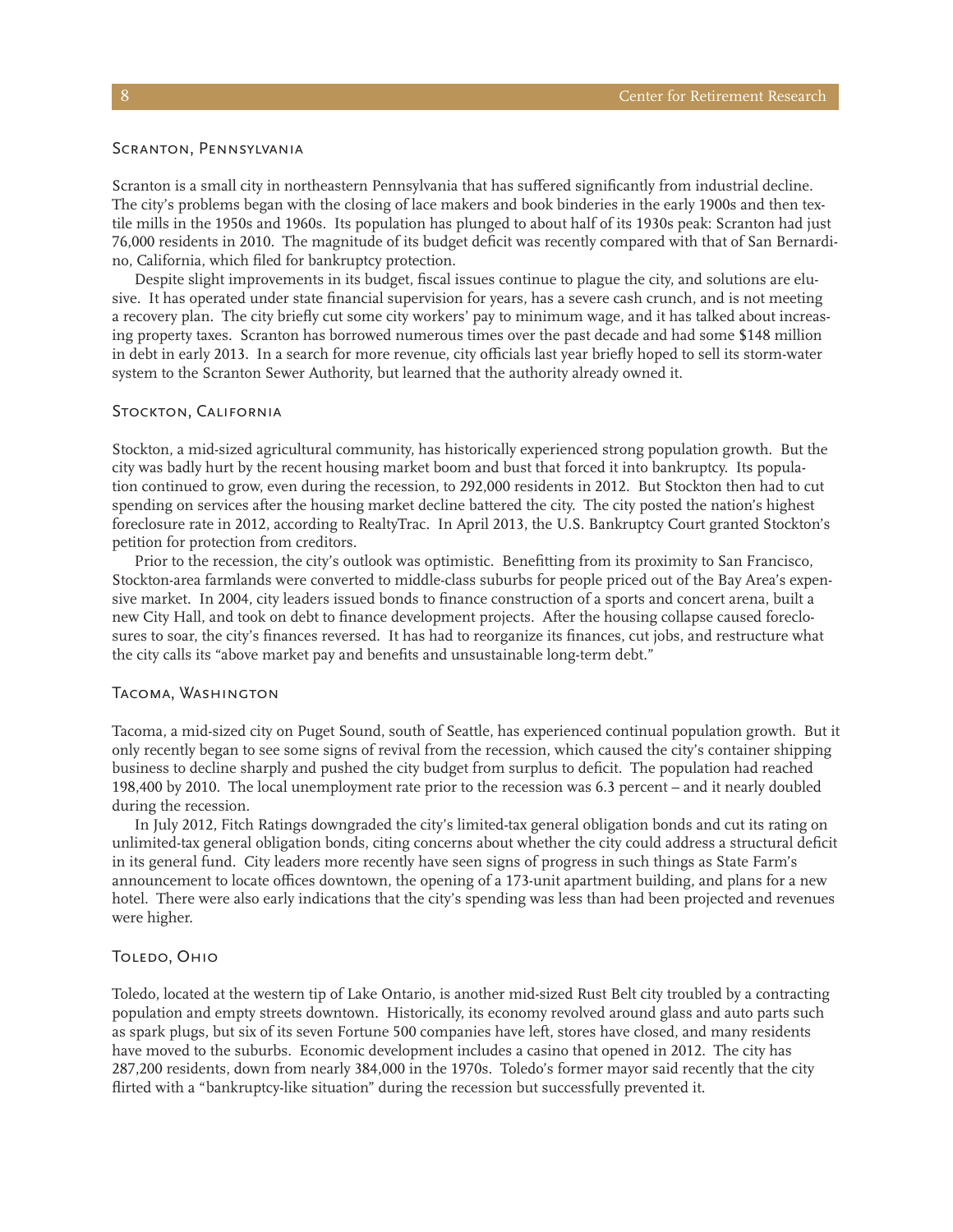### Scranton, Pennsylvania

Scranton is a small city in northeastern Pennsylvania that has suffered significantly from industrial decline. The city's problems began with the closing of lace makers and book binderies in the early 1900s and then textile mills in the 1950s and 1960s. Its population has plunged to about half of its 1930s peak: Scranton had just 76,000 residents in 2010. The magnitude of its budget deficit was recently compared with that of San Bernardino, California, which filed for bankruptcy protection.

Despite slight improvements in its budget, fiscal issues continue to plague the city, and solutions are elusive. It has operated under state financial supervision for years, has a severe cash crunch, and is not meeting a recovery plan. The city briefly cut some city workers' pay to minimum wage, and it has talked about increasing property taxes. Scranton has borrowed numerous times over the past decade and had some $148 million in debt in early 2013. In a search for more revenue, city officials last year briefly hoped to sell its storm-water system to the Scranton Sewer Authority, but learned that the authority already owned it.

### Stockton, California

Stockton, a mid-sized agricultural community, has historically experienced strong population growth. But the city was badly hurt by the recent housing market boom and bust that forced it into bankruptcy. Its population continued to grow, even during the recession, to 292,000 residents in 2012. But Stockton then had to cut spending on services after the housing market decline battered the city. The city posted the nation's highest foreclosure rate in 2012, according to RealtyTrac. In April 2013, the U.S. Bankruptcy Court granted Stockton's petition for protection from creditors.

Prior to the recession, the city's outlook was optimistic. Benefitting from its proximity to San Francisco, Stockton-area farmlands were converted to middle-class suburbs for people priced out of the Bay Area's expensive market. In 2004, city leaders issued bonds to finance construction of a sports and concert arena, built a new City Hall, and took on debt to finance development projects. After the housing collapse caused foreclosures to soar, the city's finances reversed. It has had to reorganize its finances, cut jobs, and restructure what the city calls its "above market pay and benefits and unsustainable long-term debt."

### Tacoma, Washington

Tacoma, a mid-sized city on Puget Sound, south of Seattle, has experienced continual population growth. But it only recently began to see some signs of revival from the recession, which caused the city's container shipping business to decline sharply and pushed the city budget from surplus to deficit. The population had reached 198,400 by 2010. The local unemployment rate prior to the recession was 6.3 percent – and it nearly doubled during the recession.

In July 2012, Fitch Ratings downgraded the city's limited-tax general obligation bonds and cut its rating on unlimited-tax general obligation bonds, citing concerns about whether the city could address a structural deficit in its general fund. City leaders more recently have seen signs of progress in such things as State Farm's announcement to locate offices downtown, the opening of a 173-unit apartment building, and plans for a new hotel. There were also early indications that the city's spending was less than had been projected and revenues were higher.

### Toledo, Ohio

Toledo, located at the western tip of Lake Ontario, is another mid-sized Rust Belt city troubled by a contracting population and empty streets downtown. Historically, its economy revolved around glass and auto parts such as spark plugs, but six of its seven Fortune 500 companies have left, stores have closed, and many residents have moved to the suburbs. Economic development includes a casino that opened in 2012. The city has 287,200 residents, down from nearly 384,000 in the 1970s. Toledo's former mayor said recently that the city flirted with a "bankruptcy-like situation" during the recession but successfully prevented it.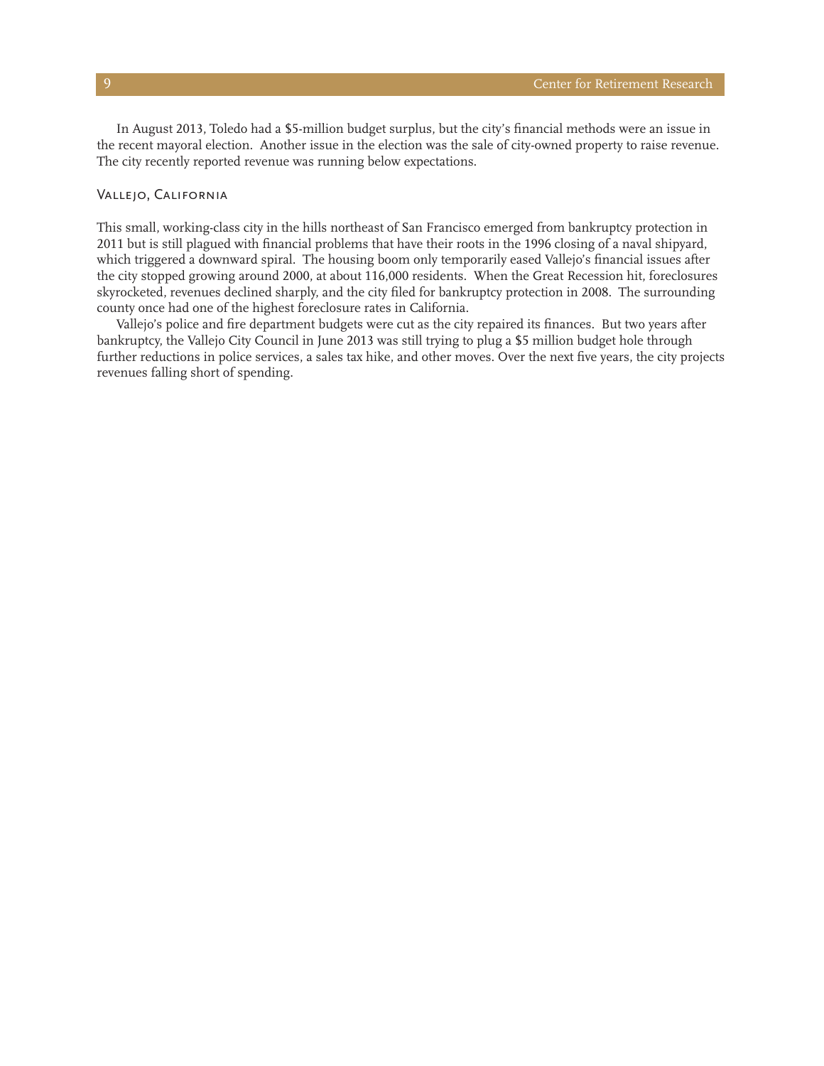In August 2013, Toledo had a $5-million budget surplus, but the city's financial methods were an issue in the recent mayoral election. Another issue in the election was the sale of city-owned property to raise revenue. The city recently reported revenue was running below expectations.

### Vallejo, California

This small, working-class city in the hills northeast of San Francisco emerged from bankruptcy protection in 2011 but is still plagued with financial problems that have their roots in the 1996 closing of a naval shipyard, which triggered a downward spiral. The housing boom only temporarily eased Vallejo's financial issues after the city stopped growing around 2000, at about 116,000 residents. When the Great Recession hit, foreclosures skyrocketed, revenues declined sharply, and the city filed for bankruptcy protection in 2008. The surrounding county once had one of the highest foreclosure rates in California.

Vallejo's police and fire department budgets were cut as the city repaired its finances. But two years after bankruptcy, the Vallejo City Council in June 2013 was still trying to plug a $5 million budget hole through further reductions in police services, a sales tax hike, and other moves. Over the next five years, the city projects revenues falling short of spending.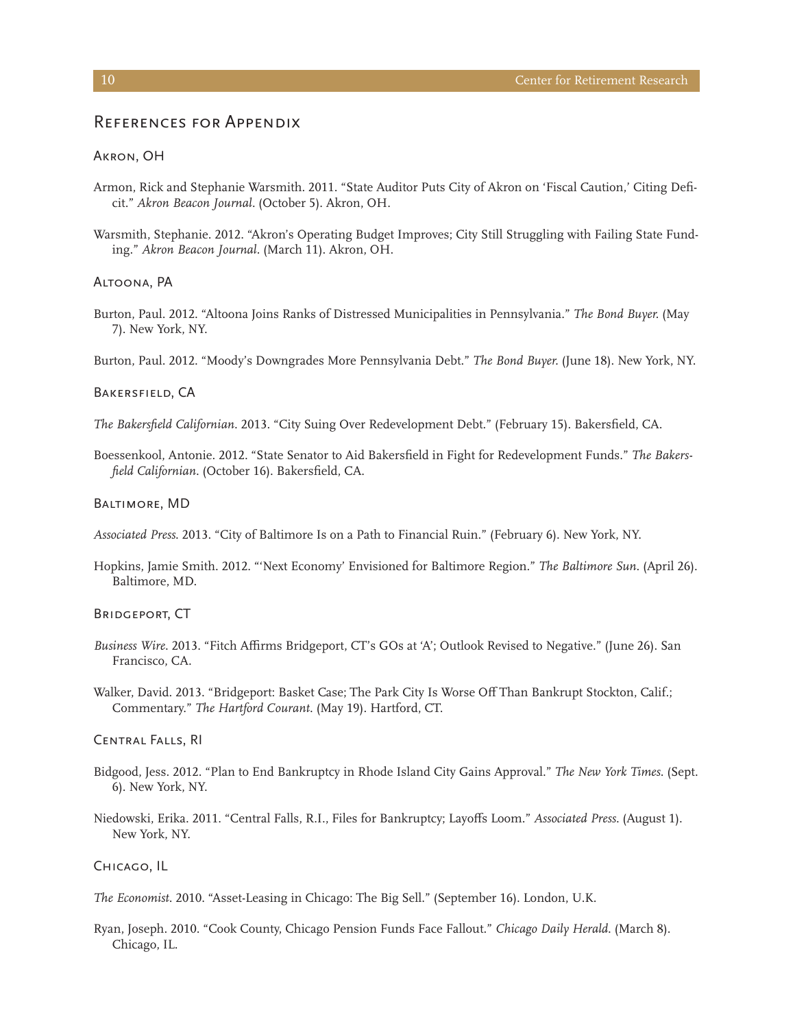## References for Appendix

### Akron, OH

Armon, Rick and Stephanie Warsmith. 2011. "State Auditor Puts City of Akron on 'Fiscal Caution,' Citing Deficit." *Akron Beacon Journal*. (October 5). Akron, OH.

Warsmith, Stephanie. 2012. "Akron's Operating Budget Improves; City Still Struggling with Failing State Funding." *Akron Beacon Journal*. (March 11). Akron, OH.

### Altoona, PA

Burton, Paul. 2012. "Altoona Joins Ranks of Distressed Municipalities in Pennsylvania." *The Bond Buyer*. (May 7). New York, NY.

Burton, Paul. 2012. "Moody's Downgrades More Pennsylvania Debt." *The Bond Buyer*. (June 18). New York, NY.

### Bakersfield, CA

*The Bakersfield Californian*. 2013. "City Suing Over Redevelopment Debt." (February 15). Bakersfield, CA.

Boessenkool, Antonie. 2012. "State Senator to Aid Bakersfield in Fight for Redevelopment Funds." *The Bakersfield Californian*. (October 16). Bakersfield, CA.

### Baltimore, MD

*Associated Press*. 2013. "City of Baltimore Is on a Path to Financial Ruin." (February 6). New York, NY.

Hopkins, Jamie Smith. 2012. "'Next Economy' Envisioned for Baltimore Region." *The Baltimore Sun*. (April 26). Baltimore, MD.

### Bridgeport, CT

*Business Wire*. 2013. "Fitch Affirms Bridgeport, CT's GOs at 'A'; Outlook Revised to Negative." (June 26). San Francisco, CA.

Walker, David. 2013. "Bridgeport: Basket Case; The Park City Is Worse Off Than Bankrupt Stockton, Calif.; Commentary." *The Hartford Courant*. (May 19). Hartford, CT.

### Central Falls, RI

Bidgood, Jess. 2012. "Plan to End Bankruptcy in Rhode Island City Gains Approval." *The New York Times*. (Sept. 6). New York, NY.

Niedowski, Erika. 2011. "Central Falls, R.I., Files for Bankruptcy; Layoffs Loom." *Associated Press*. (August 1). New York, NY.

### Chicago, IL

*The Economist*. 2010. "Asset-Leasing in Chicago: The Big Sell." (September 16). London, U.K.

Ryan, Joseph. 2010. "Cook County, Chicago Pension Funds Face Fallout." *Chicago Daily Herald*. (March 8). Chicago, IL.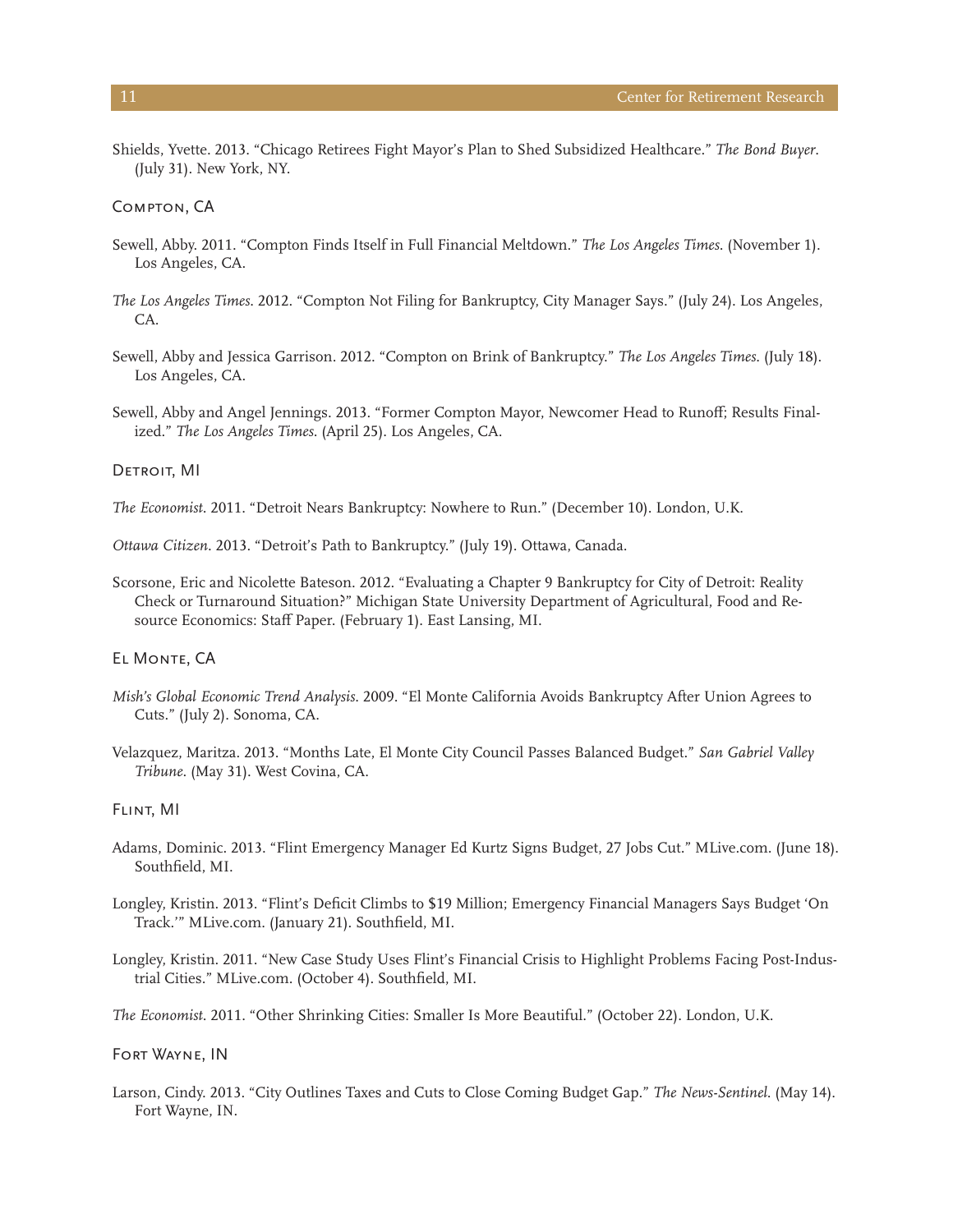Shields, Yvette. 2013. "Chicago Retirees Fight Mayor's Plan to Shed Subsidized Healthcare." *The Bond Buyer*. (July 31). New York, NY.

### Compton, CA

Sewell, Abby. 2011. "Compton Finds Itself in Full Financial Meltdown." *The Los Angeles Times*. (November 1). Los Angeles, CA.

*The Los Angeles Times*. 2012. "Compton Not Filing for Bankruptcy, City Manager Says." (July 24). Los Angeles, CA.

Sewell, Abby and Jessica Garrison. 2012. "Compton on Brink of Bankruptcy." *The Los Angeles Times*. (July 18). Los Angeles, CA.

Sewell, Abby and Angel Jennings. 2013. "Former Compton Mayor, Newcomer Head to Runoff; Results Finalized." *The Los Angeles Times*. (April 25). Los Angeles, CA.

### Detroit, MI

*The Economist*. 2011. "Detroit Nears Bankruptcy: Nowhere to Run." (December 10). London, U.K.

*Ottawa Citizen*. 2013. "Detroit's Path to Bankruptcy." (July 19). Ottawa, Canada.

Scorsone, Eric and Nicolette Bateson. 2012. "Evaluating a Chapter 9 Bankruptcy for City of Detroit: Reality Check or Turnaround Situation?" Michigan State University Department of Agricultural, Food and Resource Economics: Staff Paper. (February 1). East Lansing, MI.

### El Monte, CA

*Mish's Global Economic Trend Analysis*. 2009. "El Monte California Avoids Bankruptcy After Union Agrees to Cuts." (July 2). Sonoma, CA.

Velazquez, Maritza. 2013. "Months Late, El Monte City Council Passes Balanced Budget." *San Gabriel Valley Tribune*. (May 31). West Covina, CA.

### Flint, MI

Adams, Dominic. 2013. "Flint Emergency Manager Ed Kurtz Signs Budget, 27 Jobs Cut." MLive.com. (June 18). Southfield, MI.

Longley, Kristin. 2013. "Flint's Deficit Climbs to $19 Million; Emergency Financial Managers Says Budget 'On Track.'" MLive.com. (January 21). Southfield, MI.

Longley, Kristin. 2011. "New Case Study Uses Flint's Financial Crisis to Highlight Problems Facing Post-Industrial Cities." MLive.com. (October 4). Southfield, MI.

*The Economist*. 2011. "Other Shrinking Cities: Smaller Is More Beautiful." (October 22). London, U.K.

### Fort Wayne, IN

Larson, Cindy. 2013. "City Outlines Taxes and Cuts to Close Coming Budget Gap." *The News-Sentinel*. (May 14). Fort Wayne, IN.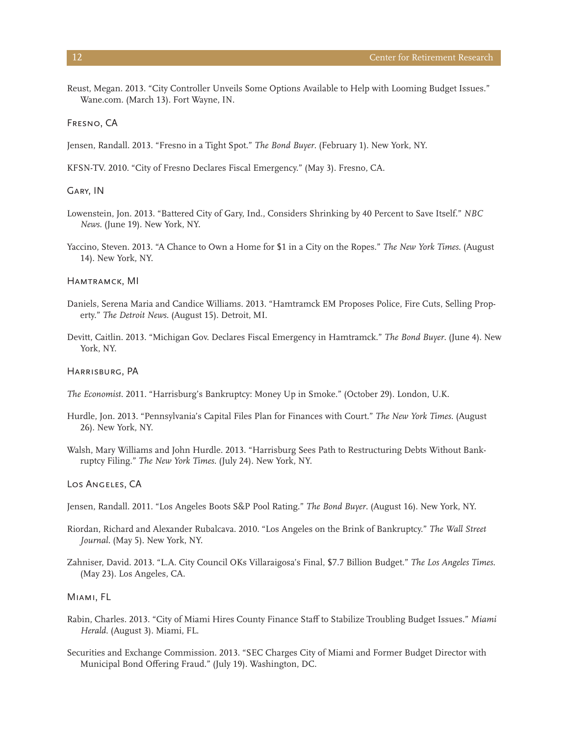Reust, Megan. 2013. "City Controller Unveils Some Options Available to Help with Looming Budget Issues." Wane.com. (March 13). Fort Wayne, IN.

### Fresno, CA

Jensen, Randall. 2013. "Fresno in a Tight Spot." *The Bond Buyer*. (February 1). New York, NY.

KFSN-TV. 2010. "City of Fresno Declares Fiscal Emergency." (May 3). Fresno, CA.

### Gary, IN

Lowenstein, Jon. 2013. "Battered City of Gary, Ind., Considers Shrinking by 40 Percent to Save Itself." *NBC News*. (June 19). New York, NY.

Yaccino, Steven. 2013. "A Chance to Own a Home for $1 in a City on the Ropes." *The New York Times*. (August 14). New York, NY.

### Hamtramck, MI

Daniels, Serena Maria and Candice Williams. 2013. "Hamtramck EM Proposes Police, Fire Cuts, Selling Property." *The Detroit News*. (August 15). Detroit, MI.

Devitt, Caitlin. 2013. "Michigan Gov. Declares Fiscal Emergency in Hamtramck." *The Bond Buyer*. (June 4). New York, NY.

### Harrisburg, PA

*The Economist*. 2011. "Harrisburg's Bankruptcy: Money Up in Smoke." (October 29). London, U.K.

Hurdle, Jon. 2013. "Pennsylvania's Capital Files Plan for Finances with Court." *The New York Times*. (August 26). New York, NY.

Walsh, Mary Williams and John Hurdle. 2013. "Harrisburg Sees Path to Restructuring Debts Without Bankruptcy Filing." *The New York Times*. (July 24). New York, NY.

### Los Angeles, CA

Jensen, Randall. 2011. "Los Angeles Boots S&P Pool Rating." *The Bond Buyer*. (August 16). New York, NY.

Riordan, Richard and Alexander Rubalcava. 2010. "Los Angeles on the Brink of Bankruptcy." *The Wall Street Journal*. (May 5). New York, NY.

Zahniser, David. 2013. "L.A. City Council OKs Villaraigosa's Final, $7.7 Billion Budget." *The Los Angeles Times*. (May 23). Los Angeles, CA.

### Miami, FL

Rabin, Charles. 2013. "City of Miami Hires County Finance Staff to Stabilize Troubling Budget Issues." *Miami Herald*. (August 3). Miami, FL.

Securities and Exchange Commission. 2013. "SEC Charges City of Miami and Former Budget Director with Municipal Bond Offering Fraud." (July 19). Washington, DC.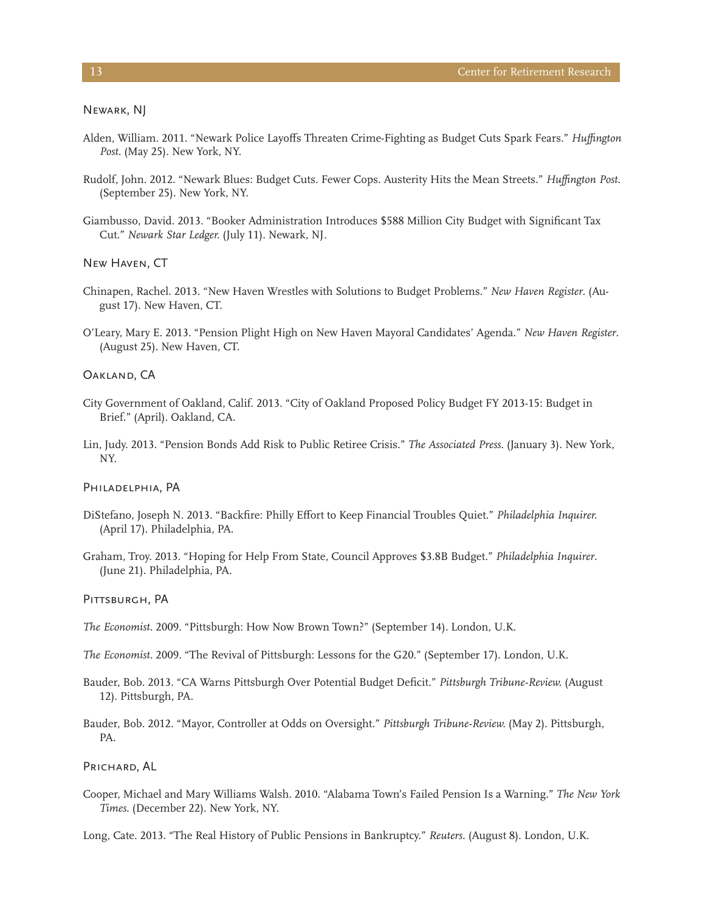### Newark, NJ

Alden, William. 2011. "Newark Police Layoffs Threaten Crime-Fighting as Budget Cuts Spark Fears." *Huffington Post*. (May 25). New York, NY.

Rudolf, John. 2012. "Newark Blues: Budget Cuts. Fewer Cops. Austerity Hits the Mean Streets." *Huffington Post*. (September 25). New York, NY.

Giambusso, David. 2013. "Booker Administration Introduces $588 Million City Budget with Significant Tax Cut." *Newark Star Ledger*. (July 11). Newark, NJ.

### New Haven, CT

Chinapen, Rachel. 2013. "New Haven Wrestles with Solutions to Budget Problems." *New Haven Register*. (August 17). New Haven, CT.

O'Leary, Mary E. 2013. "Pension Plight High on New Haven Mayoral Candidates' Agenda." *New Haven Register*. (August 25). New Haven, CT.

### Oakland, CA

City Government of Oakland, Calif. 2013. "City of Oakland Proposed Policy Budget FY 2013-15: Budget in Brief." (April). Oakland, CA.

Lin, Judy. 2013. "Pension Bonds Add Risk to Public Retiree Crisis." *The Associated Press*. (January 3). New York, NY.

### Philadelphia, PA

DiStefano, Joseph N. 2013. "Backfire: Philly Effort to Keep Financial Troubles Quiet." *Philadelphia Inquirer*. (April 17). Philadelphia, PA.

Graham, Troy. 2013. "Hoping for Help From State, Council Approves $3.8B Budget." *Philadelphia Inquirer*. (June 21). Philadelphia, PA.

### Pittsburgh, PA

*The Economist*. 2009. "Pittsburgh: How Now Brown Town?" (September 14). London, U.K.

*The Economist*. 2009. "The Revival of Pittsburgh: Lessons for the G20." (September 17). London, U.K.

Bauder, Bob. 2013. "CA Warns Pittsburgh Over Potential Budget Deficit." *Pittsburgh Tribune-Review*. (August 12). Pittsburgh, PA.

Bauder, Bob. 2012. "Mayor, Controller at Odds on Oversight." *Pittsburgh Tribune-Review*. (May 2). Pittsburgh, PA.

### Prichard, AL

Cooper, Michael and Mary Williams Walsh. 2010. "Alabama Town's Failed Pension Is a Warning." *The New York Times*. (December 22). New York, NY.

Long, Cate. 2013. "The Real History of Public Pensions in Bankruptcy." *Reuters*. (August 8). London, U.K.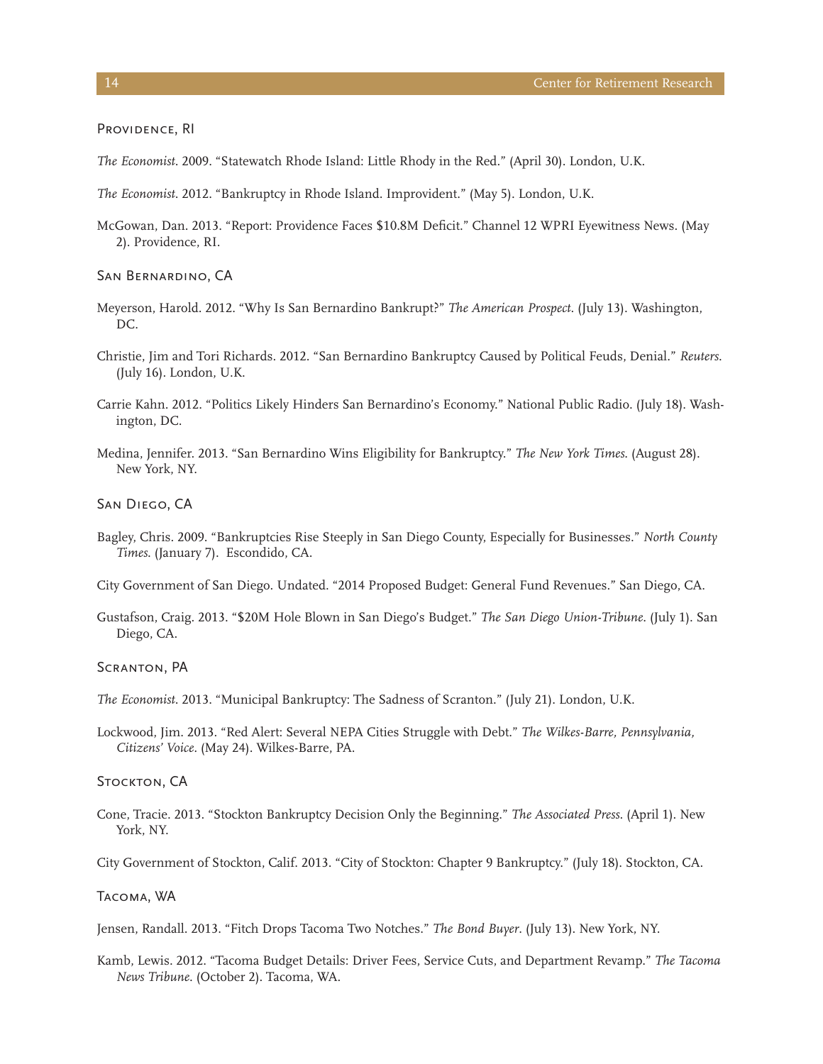### Providence, RI

*The Economist*. 2009. "Statewatch Rhode Island: Little Rhody in the Red." (April 30). London, U.K.

*The Economist*. 2012. "Bankruptcy in Rhode Island. Improvident." (May 5). London, U.K.

McGowan, Dan. 2013. "Report: Providence Faces $10.8M Deficit." Channel 12 WPRI Eyewitness News. (May 2). Providence, RI.

### San Bernardino, CA

Meyerson, Harold. 2012. "Why Is San Bernardino Bankrupt?" *The American Prospect*. (July 13). Washington, DC.

Christie, Jim and Tori Richards. 2012. "San Bernardino Bankruptcy Caused by Political Feuds, Denial." *Reuters*. (July 16). London, U.K.

Carrie Kahn. 2012. "Politics Likely Hinders San Bernardino's Economy." National Public Radio. (July 18). Washington, DC.

Medina, Jennifer. 2013. "San Bernardino Wins Eligibility for Bankruptcy." *The New York Times*. (August 28). New York, NY.

### San Diego, CA

Bagley, Chris. 2009. "Bankruptcies Rise Steeply in San Diego County, Especially for Businesses." *North County Times*. (January 7). Escondido, CA.

City Government of San Diego. Undated. "2014 Proposed Budget: General Fund Revenues." San Diego, CA.

Gustafson, Craig. 2013. "$20M Hole Blown in San Diego's Budget." *The San Diego Union-Tribune*. (July 1). San Diego, CA.

### Scranton, PA

*The Economist*. 2013. "Municipal Bankruptcy: The Sadness of Scranton." (July 21). London, U.K.

Lockwood, Jim. 2013. "Red Alert: Several NEPA Cities Struggle with Debt." *The Wilkes-Barre, Pennsylvania, Citizens' Voice*. (May 24). Wilkes-Barre, PA.

### Stockton, CA

Cone, Tracie. 2013. "Stockton Bankruptcy Decision Only the Beginning." *The Associated Press*. (April 1). New York, NY.

City Government of Stockton, Calif. 2013. "City of Stockton: Chapter 9 Bankruptcy." (July 18). Stockton, CA.

### Tacoma, WA

Jensen, Randall. 2013. "Fitch Drops Tacoma Two Notches." *The Bond Buyer*. (July 13). New York, NY.

Kamb, Lewis. 2012. "Tacoma Budget Details: Driver Fees, Service Cuts, and Department Revamp." *The Tacoma News Tribune*. (October 2). Tacoma, WA.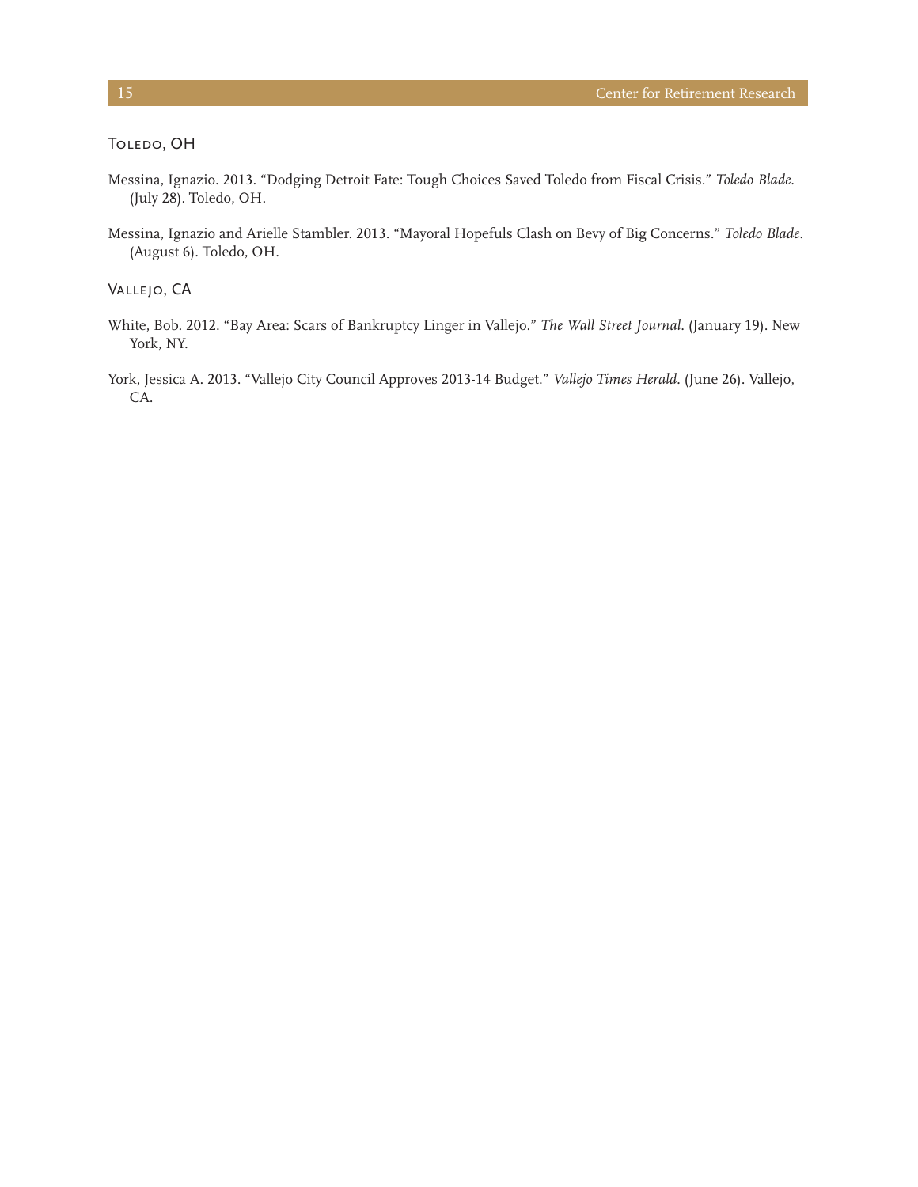### Toledo, OH

Messina, Ignazio. 2013. "Dodging Detroit Fate: Tough Choices Saved Toledo from Fiscal Crisis." *Toledo Blade*. (July 28). Toledo, OH.

Messina, Ignazio and Arielle Stambler. 2013. "Mayoral Hopefuls Clash on Bevy of Big Concerns." *Toledo Blade*. (August 6). Toledo, OH.

### Vallejo, CA

White, Bob. 2012. "Bay Area: Scars of Bankruptcy Linger in Vallejo." *The Wall Street Journal*. (January 19). New York, NY.

York, Jessica A. 2013. "Vallejo City Council Approves 2013-14 Budget." *Vallejo Times Herald*. (June 26). Vallejo, CA.